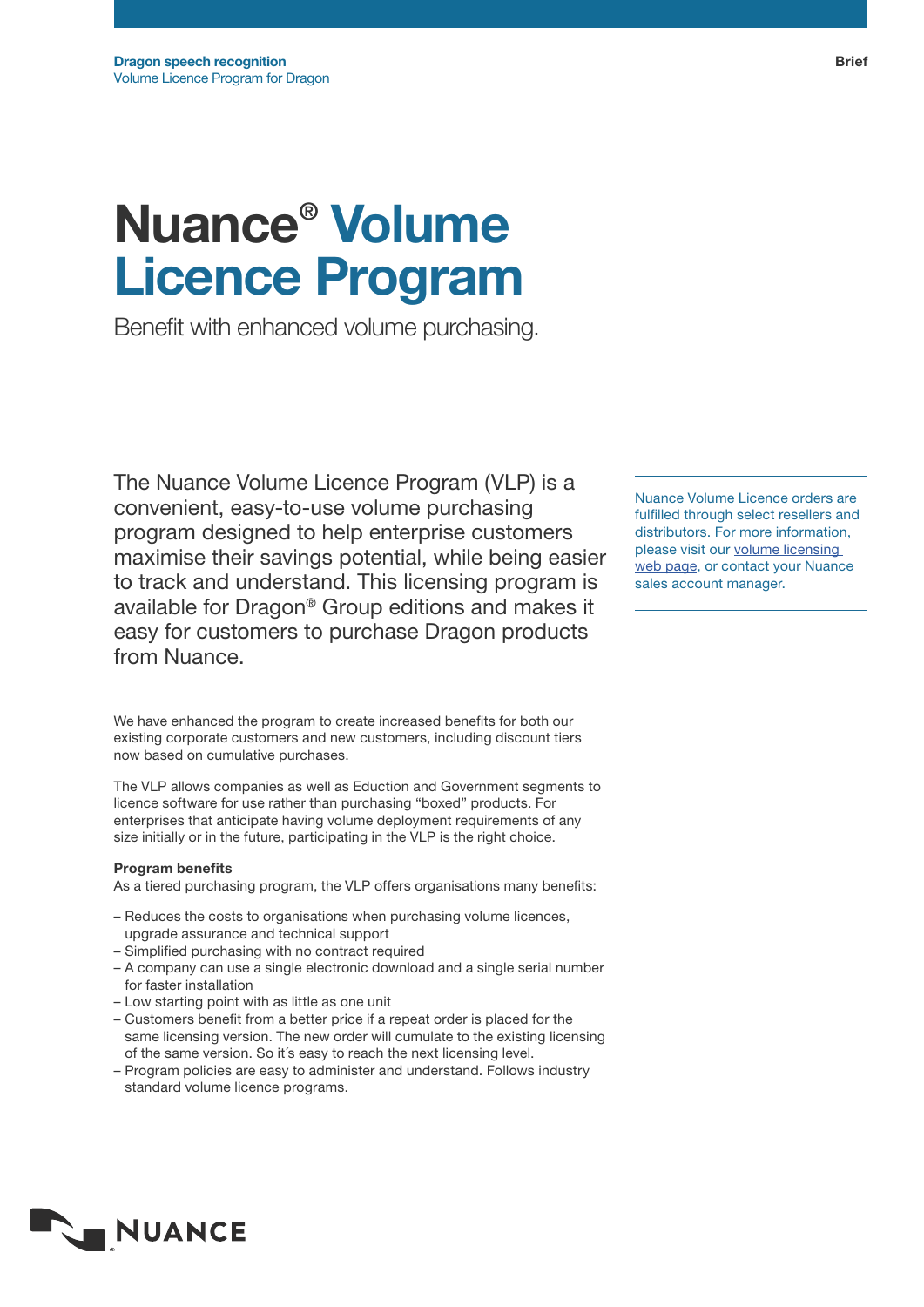Dragon speech recognition
Volume Licence Program for Dragon

Brief

# Nuance® Volume Licence Program

Benefit with enhanced volume purchasing.

The Nuance Volume Licence Program (VLP) is a convenient, easy-to-use volume purchasing program designed to help enterprise customers maximise their savings potential, while being easier to track and understand. This licensing program is available for Dragon® Group editions and makes it easy for customers to purchase Dragon products from Nuance.

Nuance Volume Licence orders are fulfilled through select resellers and distributors. For more information, please visit our volume licensing web page, or contact your Nuance sales account manager.

We have enhanced the program to create increased benefits for both our existing corporate customers and new customers, including discount tiers now based on cumulative purchases.

The VLP allows companies as well as Eduction and Government segments to licence software for use rather than purchasing "boxed" products. For enterprises that anticipate having volume deployment requirements of any size initially or in the future, participating in the VLP is the right choice.

**Program benefits**
As a tiered purchasing program, the VLP offers organisations many benefits:

- Reduces the costs to organisations when purchasing volume licences, upgrade assurance and technical support
- Simplified purchasing with no contract required
- A company can use a single electronic download and a single serial number for faster installation
- Low starting point with as little as one unit
- Customers benefit from a better price if a repeat order is placed for the same licensing version. The new order will cumulate to the existing licensing of the same version. So it´s easy to reach the next licensing level.
- Program policies are easy to administer and understand. Follows industry standard volume licence programs.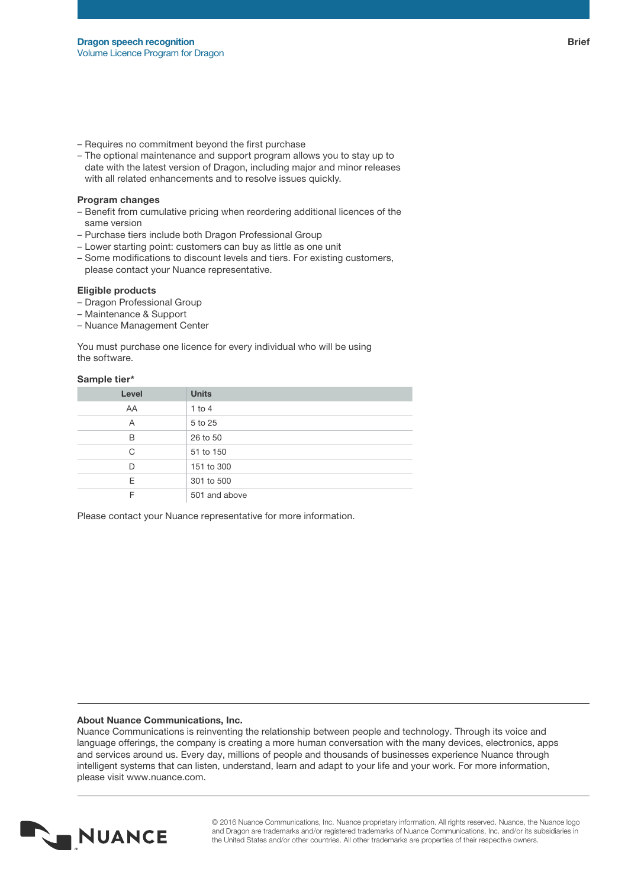– Requires no commitment beyond the first purchase
– The optional maintenance and support program allows you to stay up to date with the latest version of Dragon, including major and minor releases with all related enhancements and to resolve issues quickly.

**Program changes**

– Benefit from cumulative pricing when reordering additional licences of the same version
– Purchase tiers include both Dragon Professional Group
– Lower starting point: customers can buy as little as one unit
– Some modifications to discount levels and tiers. For existing customers, please contact your Nuance representative.

**Eligible products**

– Dragon Professional Group
– Maintenance & Support
– Nuance Management Center

You must purchase one licence for every individual who will be using the software.

**Sample tier***

| Level | Units |
|---|---|
| AA | 1 to 4 |
| A | 5 to 25 |
| B | 26 to 50 |
| C | 51 to 150 |
| D | 151 to 300 |
| E | 301 to 500 |
| F | 501 and above |

Please contact your Nuance representative for more information.

**About Nuance Communications, Inc.**

Nuance Communications is reinventing the relationship between people and technology. Through its voice and language offerings, the company is creating a more human conversation with the many devices, electronics, apps and services around us. Every day, millions of people and thousands of businesses experience Nuance through intelligent systems that can listen, understand, learn and adapt to your life and your work. For more information, please visit www.nuance.com.

NUANCE

© 2016 Nuance Communications, Inc. Nuance proprietary information. All rights reserved. Nuance, the Nuance logo and Dragon are trademarks and/or registered trademarks of Nuance Communications, Inc. and/or its subsidiaries in the United States and/or other countries. All other trademarks are properties of their respective owners.